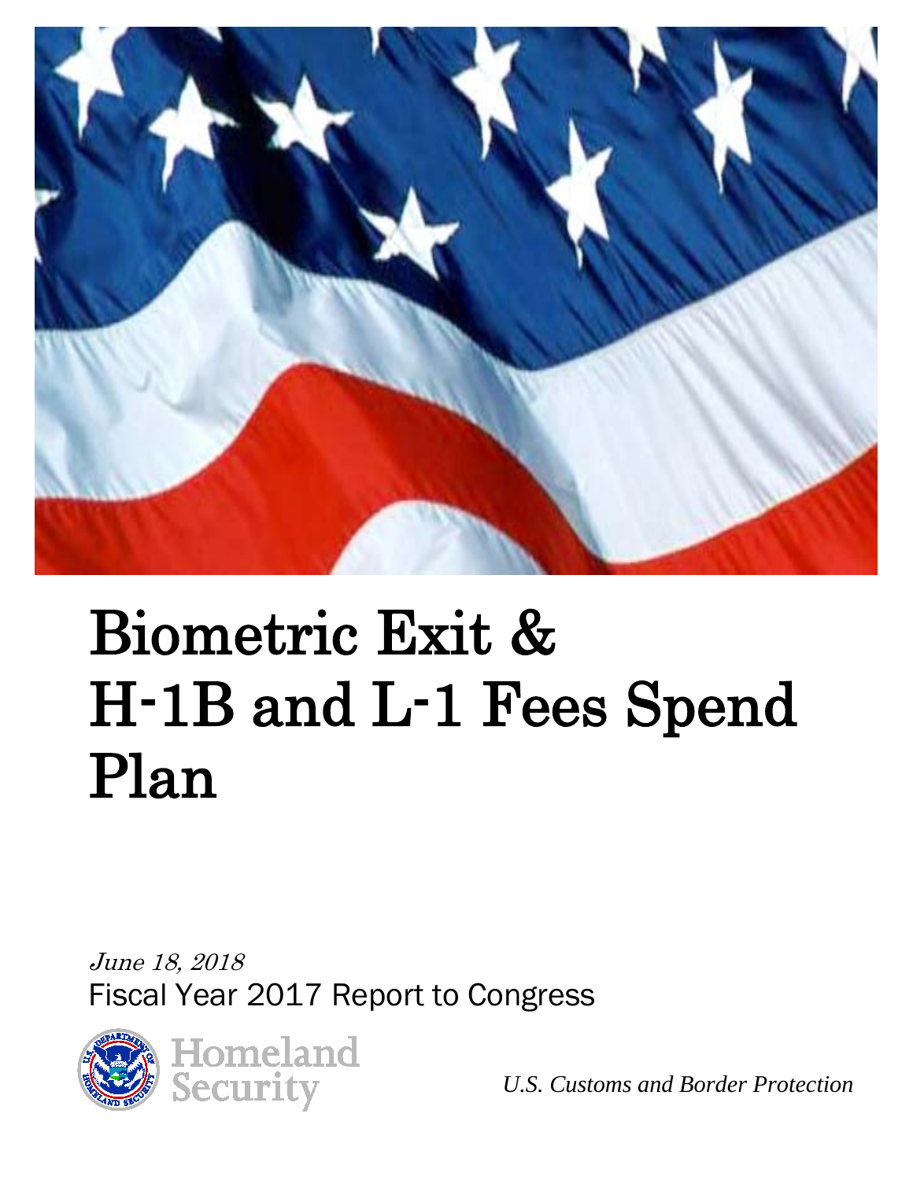# Biometric Exit & H-1B and L-1 Fees Spend Plan

*June 18, 2018*

Fiscal Year 2017 Report to Congress

Homeland Security

*U.S. Customs and Border Protection*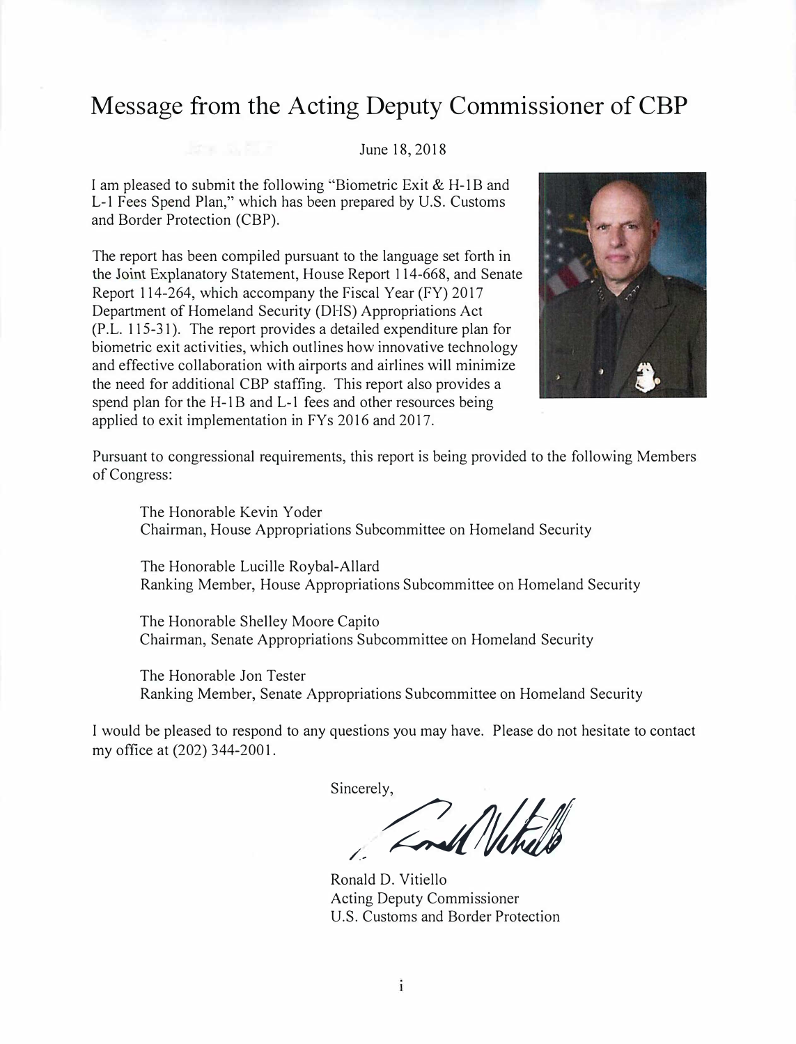# Message from the Acting Deputy Commissioner of CBP

June 18, 2018

I am pleased to submit the following "Biometric Exit & H-1B and L-1 Fees Spend Plan," which has been prepared by U.S. Customs and Border Protection (CBP).

The report has been compiled pursuant to the language set forth in the Joint Explanatory Statement, House Report 114-668, and Senate Report 114-264, which accompany the Fiscal Year (FY) 2017 Department of Homeland Security (DHS) Appropriations Act (P.L. 115-31). The report provides a detailed expenditure plan for biometric exit activities, which outlines how innovative technology and effective collaboration with airports and airlines will minimize the need for additional CBP staffing. This report also provides a spend plan for the H-1B and L-1 fees and other resources being applied to exit implementation in FYs 2016 and 2017.

Pursuant to congressional requirements, this report is being provided to the following Members of Congress:

The Honorable Kevin Yoder
Chairman, House Appropriations Subcommittee on Homeland Security

The Honorable Lucille Roybal-Allard
Ranking Member, House Appropriations Subcommittee on Homeland Security

The Honorable Shelley Moore Capito
Chairman, Senate Appropriations Subcommittee on Homeland Security

The Honorable Jon Tester
Ranking Member, Senate Appropriations Subcommittee on Homeland Security

I would be pleased to respond to any questions you may have. Please do not hesitate to contact my office at (202) 344-2001.

Sincerely,

Ronald D. Vitiello
Acting Deputy Commissioner
U.S. Customs and Border Protection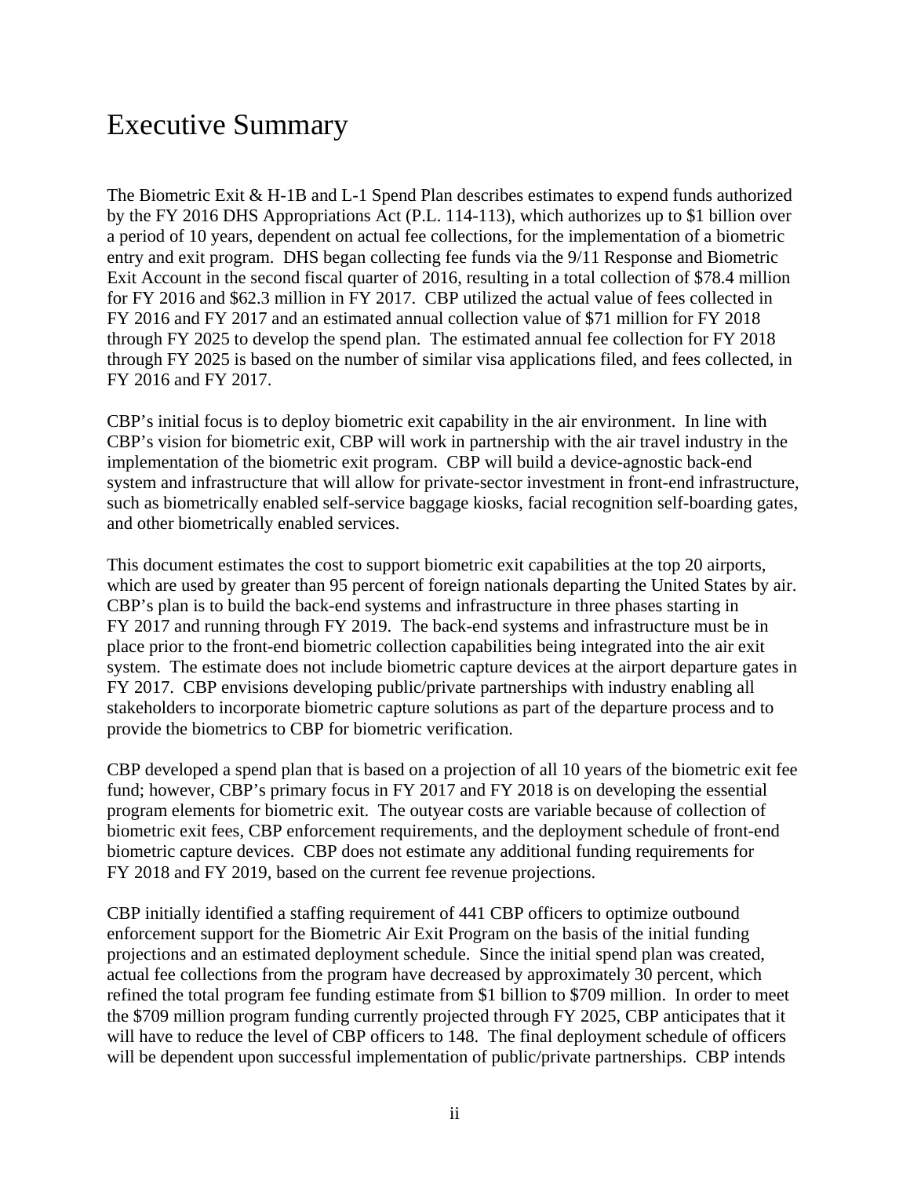# Executive Summary

The Biometric Exit & H-1B and L-1 Spend Plan describes estimates to expend funds authorized by the FY 2016 DHS Appropriations Act (P.L. 114-113), which authorizes up to $1 billion over a period of 10 years, dependent on actual fee collections, for the implementation of a biometric entry and exit program. DHS began collecting fee funds via the 9/11 Response and Biometric Exit Account in the second fiscal quarter of 2016, resulting in a total collection of $78.4 million for FY 2016 and $62.3 million in FY 2017. CBP utilized the actual value of fees collected in FY 2016 and FY 2017 and an estimated annual collection value of $71 million for FY 2018 through FY 2025 to develop the spend plan. The estimated annual fee collection for FY 2018 through FY 2025 is based on the number of similar visa applications filed, and fees collected, in FY 2016 and FY 2017.

CBP's initial focus is to deploy biometric exit capability in the air environment. In line with CBP's vision for biometric exit, CBP will work in partnership with the air travel industry in the implementation of the biometric exit program. CBP will build a device-agnostic back-end system and infrastructure that will allow for private-sector investment in front-end infrastructure, such as biometrically enabled self-service baggage kiosks, facial recognition self-boarding gates, and other biometrically enabled services.

This document estimates the cost to support biometric exit capabilities at the top 20 airports, which are used by greater than 95 percent of foreign nationals departing the United States by air. CBP's plan is to build the back-end systems and infrastructure in three phases starting in FY 2017 and running through FY 2019. The back-end systems and infrastructure must be in place prior to the front-end biometric collection capabilities being integrated into the air exit system. The estimate does not include biometric capture devices at the airport departure gates in FY 2017. CBP envisions developing public/private partnerships with industry enabling all stakeholders to incorporate biometric capture solutions as part of the departure process and to provide the biometrics to CBP for biometric verification.

CBP developed a spend plan that is based on a projection of all 10 years of the biometric exit fee fund; however, CBP's primary focus in FY 2017 and FY 2018 is on developing the essential program elements for biometric exit. The outyear costs are variable because of collection of biometric exit fees, CBP enforcement requirements, and the deployment schedule of front-end biometric capture devices. CBP does not estimate any additional funding requirements for FY 2018 and FY 2019, based on the current fee revenue projections.

CBP initially identified a staffing requirement of 441 CBP officers to optimize outbound enforcement support for the Biometric Air Exit Program on the basis of the initial funding projections and an estimated deployment schedule. Since the initial spend plan was created, actual fee collections from the program have decreased by approximately 30 percent, which refined the total program fee funding estimate from $1 billion to $709 million. In order to meet the $709 million program funding currently projected through FY 2025, CBP anticipates that it will have to reduce the level of CBP officers to 148. The final deployment schedule of officers will be dependent upon successful implementation of public/private partnerships. CBP intends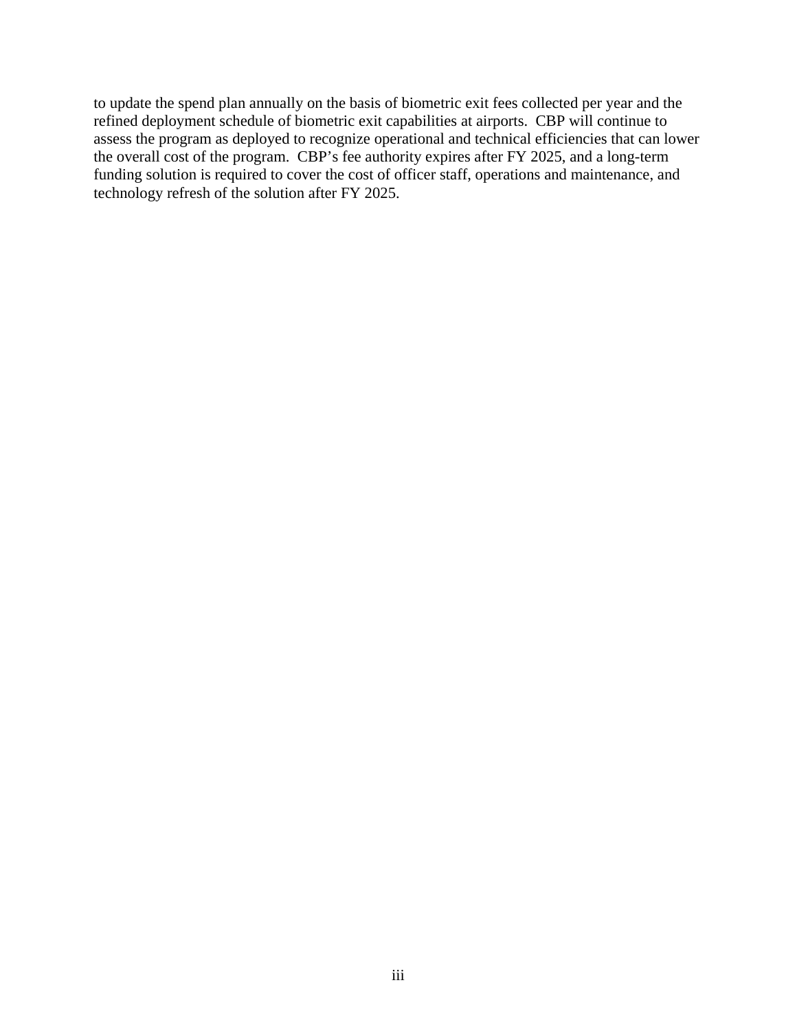to update the spend plan annually on the basis of biometric exit fees collected per year and the refined deployment schedule of biometric exit capabilities at airports. CBP will continue to assess the program as deployed to recognize operational and technical efficiencies that can lower the overall cost of the program. CBP's fee authority expires after FY 2025, and a long-term funding solution is required to cover the cost of officer staff, operations and maintenance, and technology refresh of the solution after FY 2025.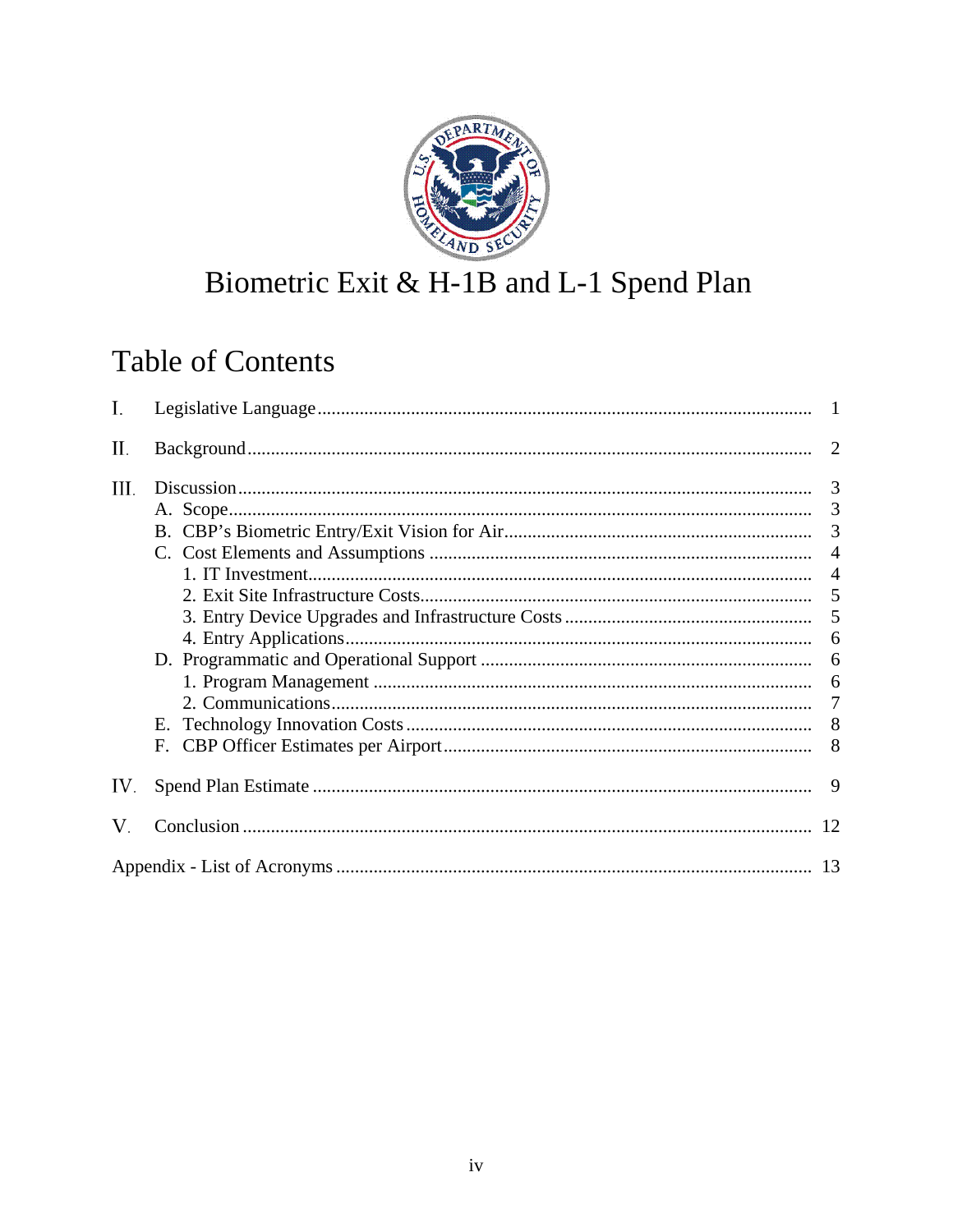# Biometric Exit & H-1B and L-1 Spend Plan

## Table of Contents

I. Legislative Language ........................................................................................... 1

II. Background ........................................................................................................ 2

III. Discussion ......................................................................................................... 3
   A. Scope ............................................................................................................. 3
   B. CBP's Biometric Entry/Exit Vision for Air ................................................... 3
   C. Cost Elements and Assumptions ................................................................... 4
      1. IT Investment ............................................................................................. 4
      2. Exit Site Infrastructure Costs ..................................................................... 5
      3. Entry Device Upgrades and Infrastructure Costs ....................................... 5
      4. Entry Applications ...................................................................................... 6
   D. Programmatic and Operational Support ......................................................... 6
      1. Program Management ................................................................................ 6
      2. Communications ......................................................................................... 7
   E. Technology Innovation Costs ......................................................................... 8
   F. CBP Officer Estimates per Airport ................................................................. 8

IV. Spend Plan Estimate .......................................................................................... 9

V. Conclusion ......................................................................................................... 12

Appendix - List of Acronyms ................................................................................. 13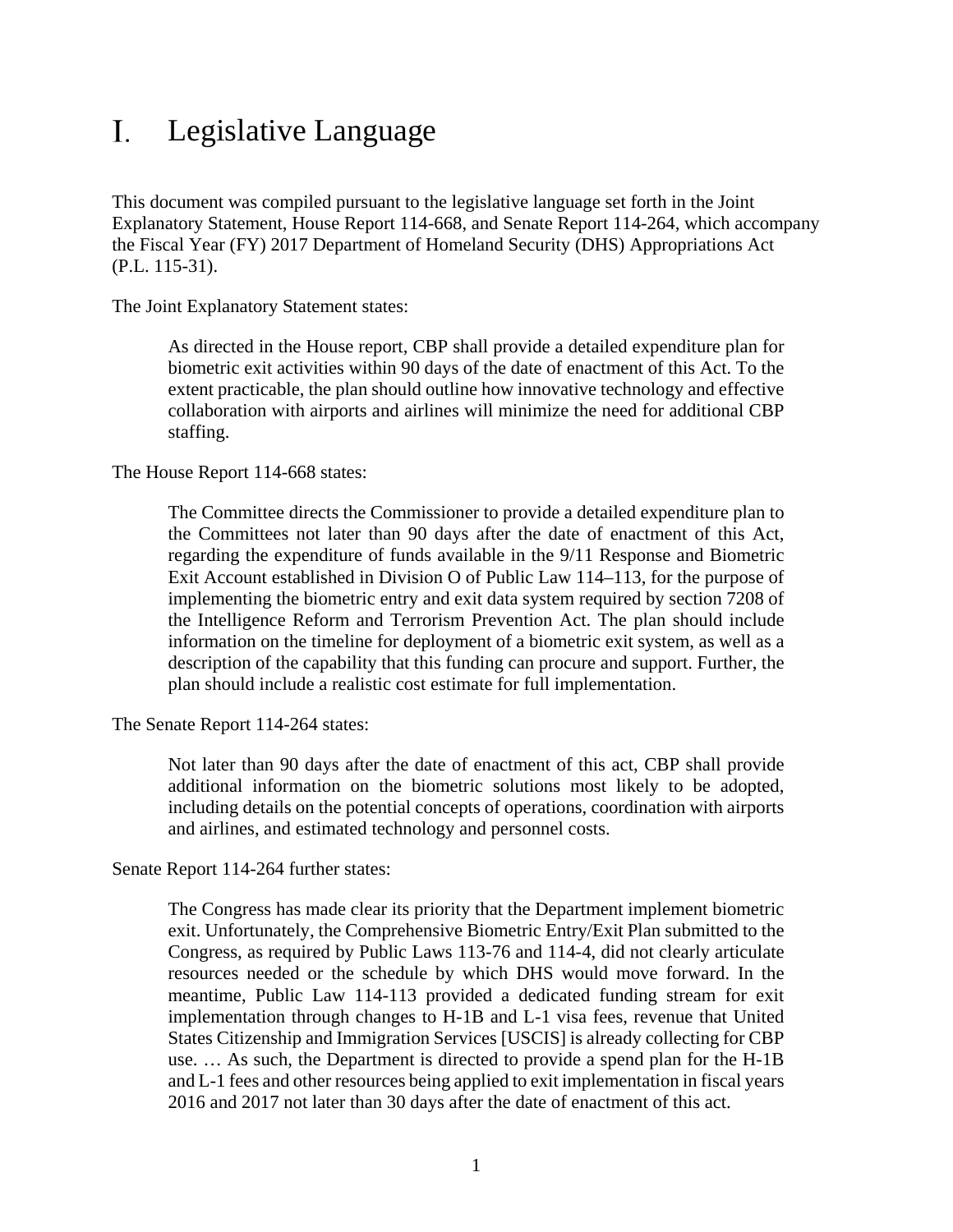# I. Legislative Language

This document was compiled pursuant to the legislative language set forth in the Joint Explanatory Statement, House Report 114-668, and Senate Report 114-264, which accompany the Fiscal Year (FY) 2017 Department of Homeland Security (DHS) Appropriations Act (P.L. 115-31).

The Joint Explanatory Statement states:

> As directed in the House report, CBP shall provide a detailed expenditure plan for biometric exit activities within 90 days of the date of enactment of this Act. To the extent practicable, the plan should outline how innovative technology and effective collaboration with airports and airlines will minimize the need for additional CBP staffing.

The House Report 114-668 states:

> The Committee directs the Commissioner to provide a detailed expenditure plan to the Committees not later than 90 days after the date of enactment of this Act, regarding the expenditure of funds available in the 9/11 Response and Biometric Exit Account established in Division O of Public Law 114–113, for the purpose of implementing the biometric entry and exit data system required by section 7208 of the Intelligence Reform and Terrorism Prevention Act. The plan should include information on the timeline for deployment of a biometric exit system, as well as a description of the capability that this funding can procure and support. Further, the plan should include a realistic cost estimate for full implementation.

The Senate Report 114-264 states:

> Not later than 90 days after the date of enactment of this act, CBP shall provide additional information on the biometric solutions most likely to be adopted, including details on the potential concepts of operations, coordination with airports and airlines, and estimated technology and personnel costs.

Senate Report 114-264 further states:

> The Congress has made clear its priority that the Department implement biometric exit. Unfortunately, the Comprehensive Biometric Entry/Exit Plan submitted to the Congress, as required by Public Laws 113-76 and 114-4, did not clearly articulate resources needed or the schedule by which DHS would move forward. In the meantime, Public Law 114-113 provided a dedicated funding stream for exit implementation through changes to H-1B and L-1 visa fees, revenue that United States Citizenship and Immigration Services [USCIS] is already collecting for CBP use. … As such, the Department is directed to provide a spend plan for the H-1B and L-1 fees and other resources being applied to exit implementation in fiscal years 2016 and 2017 not later than 30 days after the date of enactment of this act.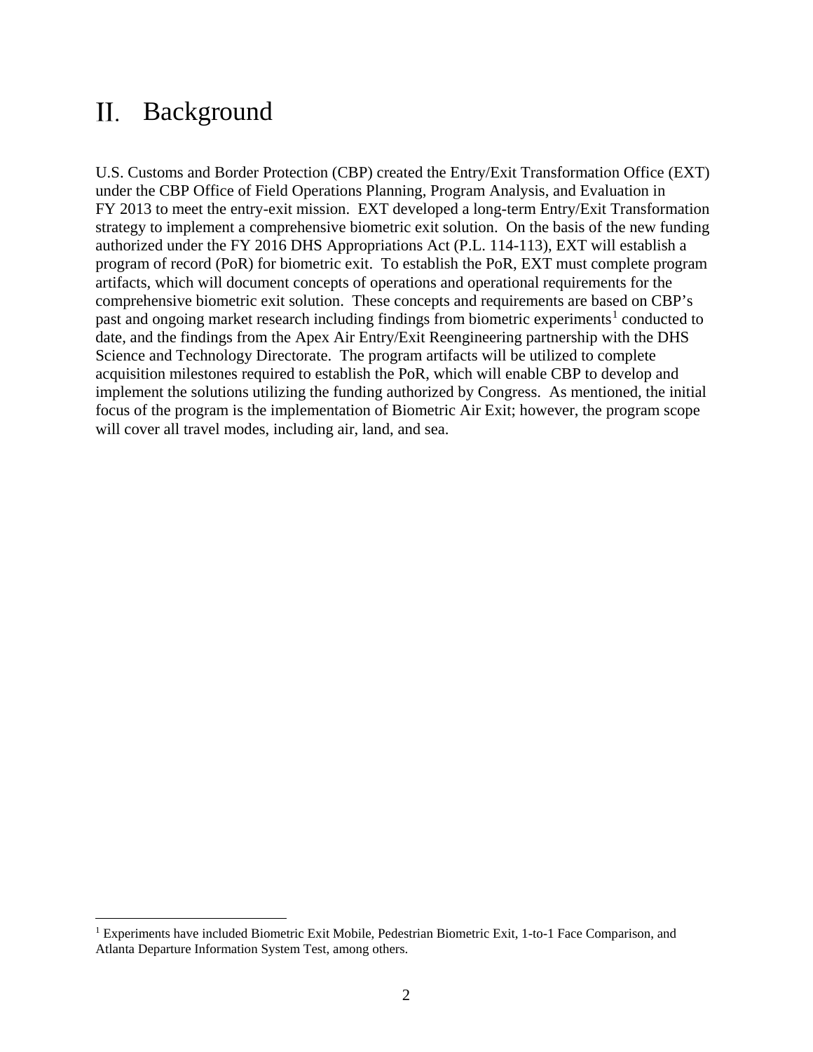# II. Background

U.S. Customs and Border Protection (CBP) created the Entry/Exit Transformation Office (EXT) under the CBP Office of Field Operations Planning, Program Analysis, and Evaluation in FY 2013 to meet the entry-exit mission. EXT developed a long-term Entry/Exit Transformation strategy to implement a comprehensive biometric exit solution. On the basis of the new funding authorized under the FY 2016 DHS Appropriations Act (P.L. 114-113), EXT will establish a program of record (PoR) for biometric exit. To establish the PoR, EXT must complete program artifacts, which will document concepts of operations and operational requirements for the comprehensive biometric exit solution. These concepts and requirements are based on CBP's past and ongoing market research including findings from biometric experiments[1] conducted to date, and the findings from the Apex Air Entry/Exit Reengineering partnership with the DHS Science and Technology Directorate. The program artifacts will be utilized to complete acquisition milestones required to establish the PoR, which will enable CBP to develop and implement the solutions utilizing the funding authorized by Congress. As mentioned, the initial focus of the program is the implementation of Biometric Air Exit; however, the program scope will cover all travel modes, including air, land, and sea.

[1] Experiments have included Biometric Exit Mobile, Pedestrian Biometric Exit, 1-to-1 Face Comparison, and Atlanta Departure Information System Test, among others.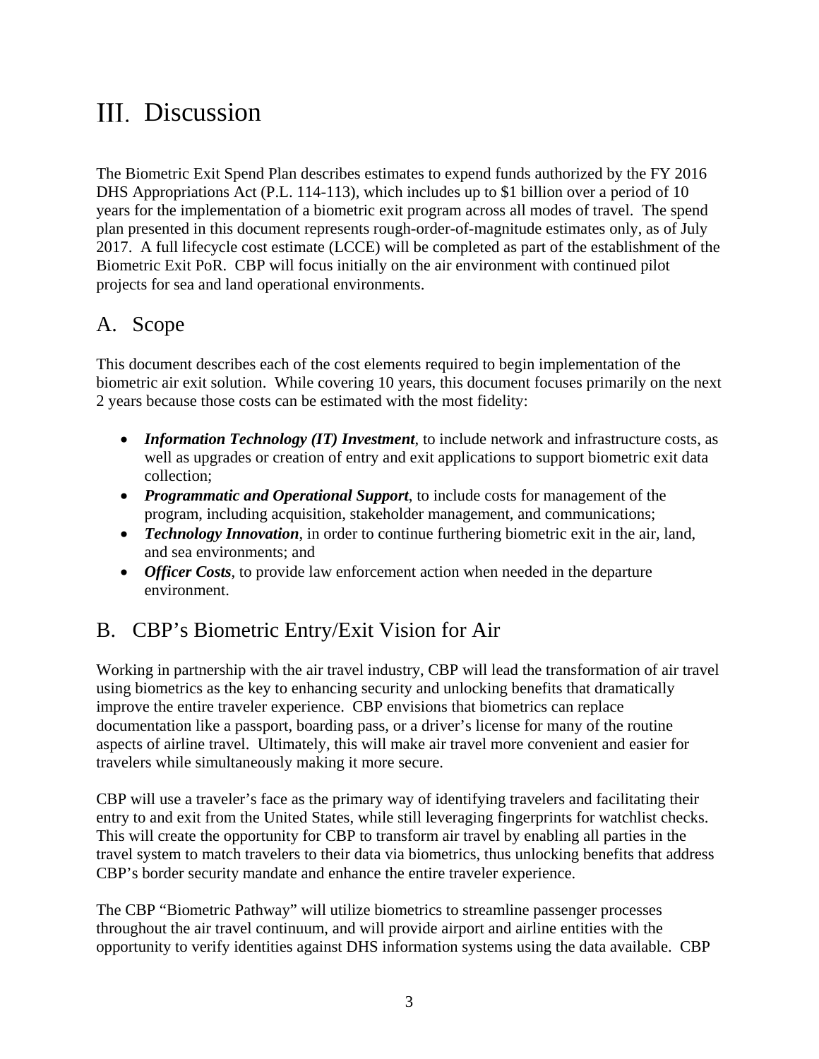# III. Discussion

The Biometric Exit Spend Plan describes estimates to expend funds authorized by the FY 2016 DHS Appropriations Act (P.L. 114-113), which includes up to $1 billion over a period of 10 years for the implementation of a biometric exit program across all modes of travel. The spend plan presented in this document represents rough-order-of-magnitude estimates only, as of July 2017. A full lifecycle cost estimate (LCCE) will be completed as part of the establishment of the Biometric Exit PoR. CBP will focus initially on the air environment with continued pilot projects for sea and land operational environments.

## A. Scope

This document describes each of the cost elements required to begin implementation of the biometric air exit solution. While covering 10 years, this document focuses primarily on the next 2 years because those costs can be estimated with the most fidelity:

- ***Information Technology (IT) Investment***, to include network and infrastructure costs, as well as upgrades or creation of entry and exit applications to support biometric exit data collection;
- ***Programmatic and Operational Support***, to include costs for management of the program, including acquisition, stakeholder management, and communications;
- ***Technology Innovation***, in order to continue furthering biometric exit in the air, land, and sea environments; and
- ***Officer Costs***, to provide law enforcement action when needed in the departure environment.

## B. CBP's Biometric Entry/Exit Vision for Air

Working in partnership with the air travel industry, CBP will lead the transformation of air travel using biometrics as the key to enhancing security and unlocking benefits that dramatically improve the entire traveler experience. CBP envisions that biometrics can replace documentation like a passport, boarding pass, or a driver's license for many of the routine aspects of airline travel. Ultimately, this will make air travel more convenient and easier for travelers while simultaneously making it more secure.

CBP will use a traveler's face as the primary way of identifying travelers and facilitating their entry to and exit from the United States, while still leveraging fingerprints for watchlist checks. This will create the opportunity for CBP to transform air travel by enabling all parties in the travel system to match travelers to their data via biometrics, thus unlocking benefits that address CBP's border security mandate and enhance the entire traveler experience.

The CBP "Biometric Pathway" will utilize biometrics to streamline passenger processes throughout the air travel continuum, and will provide airport and airline entities with the opportunity to verify identities against DHS information systems using the data available. CBP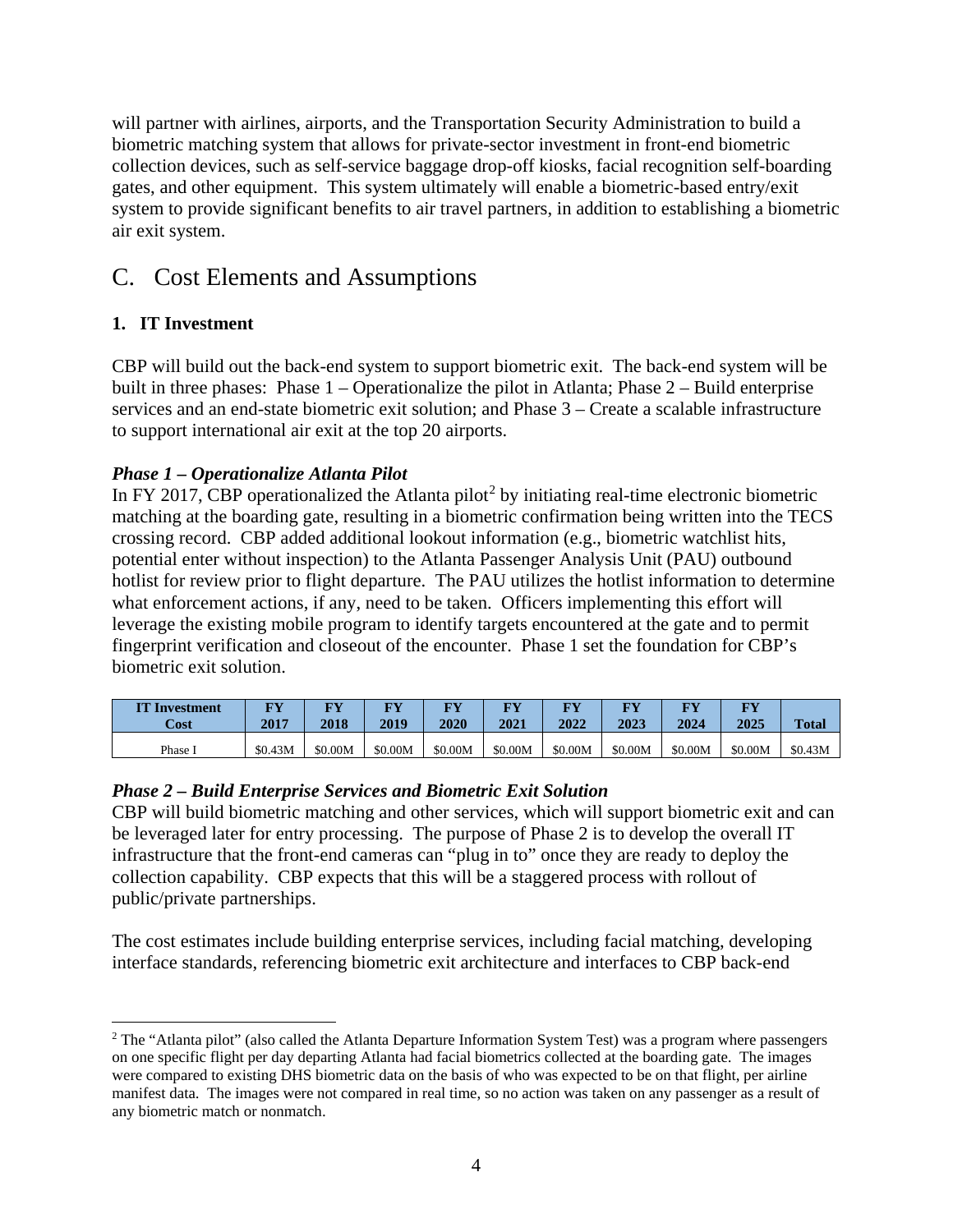will partner with airlines, airports, and the Transportation Security Administration to build a biometric matching system that allows for private-sector investment in front-end biometric collection devices, such as self-service baggage drop-off kiosks, facial recognition self-boarding gates, and other equipment. This system ultimately will enable a biometric-based entry/exit system to provide significant benefits to air travel partners, in addition to establishing a biometric air exit system.

## C. Cost Elements and Assumptions

### 1. IT Investment

CBP will build out the back-end system to support biometric exit. The back-end system will be built in three phases: Phase 1 – Operationalize the pilot in Atlanta; Phase 2 – Build enterprise services and an end-state biometric exit solution; and Phase 3 – Create a scalable infrastructure to support international air exit at the top 20 airports.

***Phase 1 – Operationalize Atlanta Pilot***

In FY 2017, CBP operationalized the Atlanta pilot[2] by initiating real-time electronic biometric matching at the boarding gate, resulting in a biometric confirmation being written into the TECS crossing record. CBP added additional lookout information (e.g., biometric watchlist hits, potential enter without inspection) to the Atlanta Passenger Analysis Unit (PAU) outbound hotlist for review prior to flight departure. The PAU utilizes the hotlist information to determine what enforcement actions, if any, need to be taken. Officers implementing this effort will leverage the existing mobile program to identify targets encountered at the gate and to permit fingerprint verification and closeout of the encounter. Phase 1 set the foundation for CBP's biometric exit solution.

| IT Investment Cost | FY 2017 | FY 2018 | FY 2019 | FY 2020 | FY 2021 | FY 2022 | FY 2023 | FY 2024 | FY 2025 | Total |
|---|---|---|---|---|---|---|---|---|---|---|
| Phase I | $0.43M | $0.00M | $0.00M | $0.00M | $0.00M | $0.00M | $0.00M | $0.00M | $0.00M | $0.43M |

***Phase 2 – Build Enterprise Services and Biometric Exit Solution***

CBP will build biometric matching and other services, which will support biometric exit and can be leveraged later for entry processing. The purpose of Phase 2 is to develop the overall IT infrastructure that the front-end cameras can "plug in to" once they are ready to deploy the collection capability. CBP expects that this will be a staggered process with rollout of public/private partnerships.

The cost estimates include building enterprise services, including facial matching, developing interface standards, referencing biometric exit architecture and interfaces to CBP back-end

[2] The "Atlanta pilot" (also called the Atlanta Departure Information System Test) was a program where passengers on one specific flight per day departing Atlanta had facial biometrics collected at the boarding gate. The images were compared to existing DHS biometric data on the basis of who was expected to be on that flight, per airline manifest data. The images were not compared in real time, so no action was taken on any passenger as a result of any biometric match or nonmatch.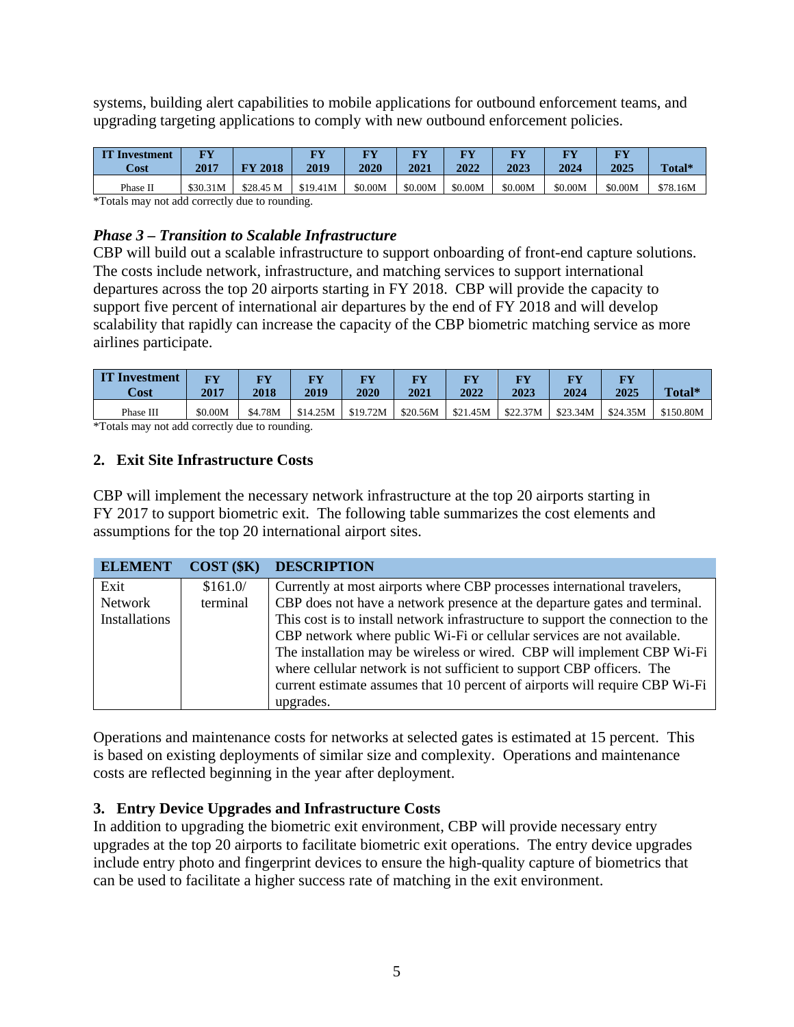systems, building alert capabilities to mobile applications for outbound enforcement teams, and upgrading targeting applications to comply with new outbound enforcement policies.

| IT Investment Cost | FY 2017 | FY 2018 | FY 2019 | FY 2020 | FY 2021 | FY 2022 | FY 2023 | FY 2024 | FY 2025 | Total* |
|---|---|---|---|---|---|---|---|---|---|---|
| Phase II | $30.31M | $28.45 M | $19.41M | $0.00M | $0.00M | $0.00M | $0.00M | $0.00M | $0.00M | $78.16M |

*Totals may not add correctly due to rounding.

### *Phase 3 – Transition to Scalable Infrastructure*

CBP will build out a scalable infrastructure to support onboarding of front-end capture solutions. The costs include network, infrastructure, and matching services to support international departures across the top 20 airports starting in FY 2018. CBP will provide the capacity to support five percent of international air departures by the end of FY 2018 and will develop scalability that rapidly can increase the capacity of the CBP biometric matching service as more airlines participate.

| IT Investment Cost | FY 2017 | FY 2018 | FY 2019 | FY 2020 | FY 2021 | FY 2022 | FY 2023 | FY 2024 | FY 2025 | Total* |
|---|---|---|---|---|---|---|---|---|---|---|
| Phase III | $0.00M | $4.78M | $14.25M | $19.72M | $20.56M | $21.45M | $22.37M | $23.34M | $24.35M | $150.80M |

*Totals may not add correctly due to rounding.

## 2. Exit Site Infrastructure Costs

CBP will implement the necessary network infrastructure at the top 20 airports starting in FY 2017 to support biometric exit. The following table summarizes the cost elements and assumptions for the top 20 international airport sites.

| ELEMENT | COST ($K) | DESCRIPTION |
|---|---|---|
| Exit Network Installations | $161.0/ terminal | Currently at most airports where CBP processes international travelers, CBP does not have a network presence at the departure gates and terminal. This cost is to install network infrastructure to support the connection to the CBP network where public Wi-Fi or cellular services are not available. The installation may be wireless or wired. CBP will implement CBP Wi-Fi where cellular network is not sufficient to support CBP officers. The current estimate assumes that 10 percent of airports will require CBP Wi-Fi upgrades. |

Operations and maintenance costs for networks at selected gates is estimated at 15 percent. This is based on existing deployments of similar size and complexity. Operations and maintenance costs are reflected beginning in the year after deployment.

## 3. Entry Device Upgrades and Infrastructure Costs

In addition to upgrading the biometric exit environment, CBP will provide necessary entry upgrades at the top 20 airports to facilitate biometric exit operations. The entry device upgrades include entry photo and fingerprint devices to ensure the high-quality capture of biometrics that can be used to facilitate a higher success rate of matching in the exit environment.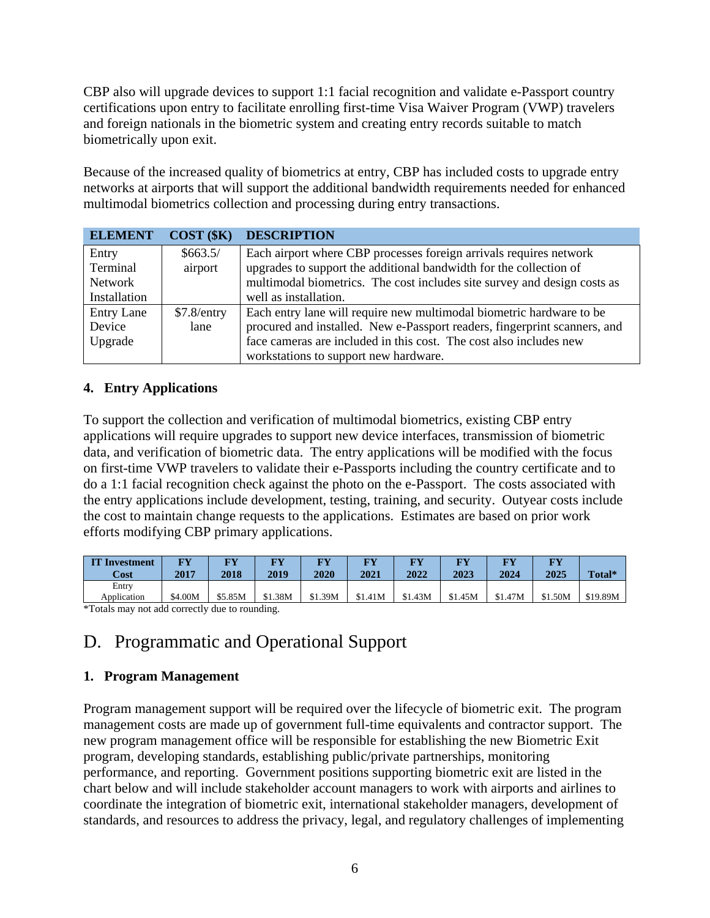CBP also will upgrade devices to support 1:1 facial recognition and validate e-Passport country certifications upon entry to facilitate enrolling first-time Visa Waiver Program (VWP) travelers and foreign nationals in the biometric system and creating entry records suitable to match biometrically upon exit.

Because of the increased quality of biometrics at entry, CBP has included costs to upgrade entry networks at airports that will support the additional bandwidth requirements needed for enhanced multimodal biometrics collection and processing during entry transactions.

| ELEMENT | COST ($K) | DESCRIPTION |
|---|---|---|
| Entry Terminal Network Installation | $663.5/ airport | Each airport where CBP processes foreign arrivals requires network upgrades to support the additional bandwidth for the collection of multimodal biometrics. The cost includes site survey and design costs as well as installation. |
| Entry Lane Device Upgrade | $7.8/entry lane | Each entry lane will require new multimodal biometric hardware to be procured and installed. New e-Passport readers, fingerprint scanners, and face cameras are included in this cost. The cost also includes new workstations to support new hardware. |

### 4. Entry Applications

To support the collection and verification of multimodal biometrics, existing CBP entry applications will require upgrades to support new device interfaces, transmission of biometric data, and verification of biometric data. The entry applications will be modified with the focus on first-time VWP travelers to validate their e-Passports including the country certificate and to do a 1:1 facial recognition check against the photo on the e-Passport. The costs associated with the entry applications include development, testing, training, and security. Outyear costs include the cost to maintain change requests to the applications. Estimates are based on prior work efforts modifying CBP primary applications.

| IT Investment Cost | FY 2017 | FY 2018 | FY 2019 | FY 2020 | FY 2021 | FY 2022 | FY 2023 | FY 2024 | FY 2025 | Total* |
|---|---|---|---|---|---|---|---|---|---|---|
| Entry Application | $4.00M | $5.85M | $1.38M | $1.39M | $1.41M | $1.43M | $1.45M | $1.47M | $1.50M | $19.89M |

*Totals may not add correctly due to rounding.

## D. Programmatic and Operational Support

### 1. Program Management

Program management support will be required over the lifecycle of biometric exit. The program management costs are made up of government full-time equivalents and contractor support. The new program management office will be responsible for establishing the new Biometric Exit program, developing standards, establishing public/private partnerships, monitoring performance, and reporting. Government positions supporting biometric exit are listed in the chart below and will include stakeholder account managers to work with airports and airlines to coordinate the integration of biometric exit, international stakeholder managers, development of standards, and resources to address the privacy, legal, and regulatory challenges of implementing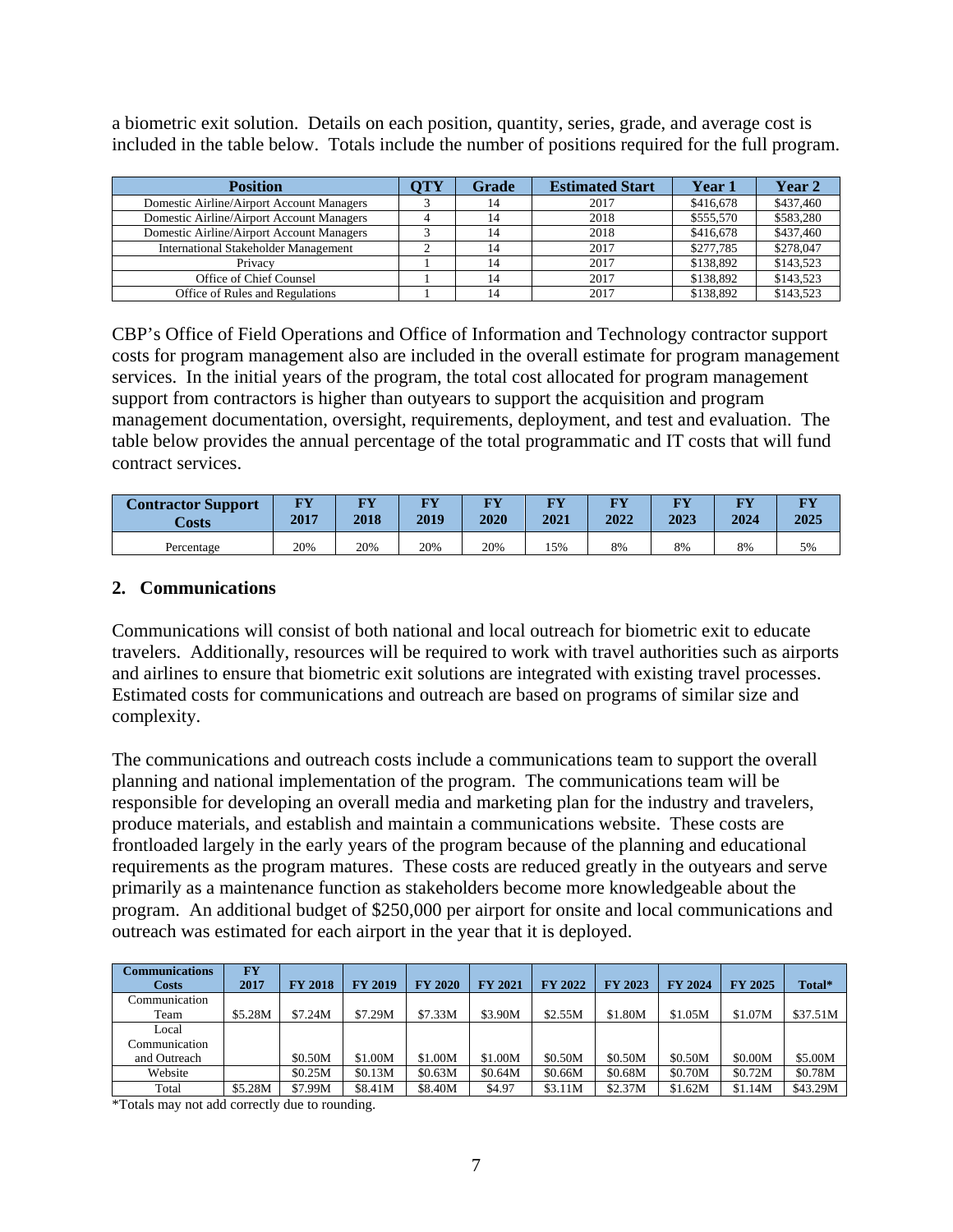a biometric exit solution. Details on each position, quantity, series, grade, and average cost is included in the table below. Totals include the number of positions required for the full program.

| Position | QTY | Grade | Estimated Start | Year 1 | Year 2 |
|---|---|---|---|---|---|
| Domestic Airline/Airport Account Managers | 3 | 14 | 2017 | $416,678 | $437,460 |
| Domestic Airline/Airport Account Managers | 4 | 14 | 2018 | $555,570 | $583,280 |
| Domestic Airline/Airport Account Managers | 3 | 14 | 2018 | $416,678 | $437,460 |
| International Stakeholder Management | 2 | 14 | 2017 | $277,785 | $278,047 |
| Privacy | 1 | 14 | 2017 | $138,892 | $143,523 |
| Office of Chief Counsel | 1 | 14 | 2017 | $138,892 | $143,523 |
| Office of Rules and Regulations | 1 | 14 | 2017 | $138,892 | $143,523 |

CBP's Office of Field Operations and Office of Information and Technology contractor support costs for program management also are included in the overall estimate for program management services. In the initial years of the program, the total cost allocated for program management support from contractors is higher than outyears to support the acquisition and program management documentation, oversight, requirements, deployment, and test and evaluation. The table below provides the annual percentage of the total programmatic and IT costs that will fund contract services.

| Contractor Support Costs | FY 2017 | FY 2018 | FY 2019 | FY 2020 | FY 2021 | FY 2022 | FY 2023 | FY 2024 | FY 2025 |
|---|---|---|---|---|---|---|---|---|---|
| Percentage | 20% | 20% | 20% | 20% | 15% | 8% | 8% | 8% | 5% |

## 2. Communications

Communications will consist of both national and local outreach for biometric exit to educate travelers. Additionally, resources will be required to work with travel authorities such as airports and airlines to ensure that biometric exit solutions are integrated with existing travel processes. Estimated costs for communications and outreach are based on programs of similar size and complexity.

The communications and outreach costs include a communications team to support the overall planning and national implementation of the program. The communications team will be responsible for developing an overall media and marketing plan for the industry and travelers, produce materials, and establish and maintain a communications website. These costs are frontloaded largely in the early years of the program because of the planning and educational requirements as the program matures. These costs are reduced greatly in the outyears and serve primarily as a maintenance function as stakeholders become more knowledgeable about the program. An additional budget of $250,000 per airport for onsite and local communications and outreach was estimated for each airport in the year that it is deployed.

| Communications Costs | FY 2017 | FY 2018 | FY 2019 | FY 2020 | FY 2021 | FY 2022 | FY 2023 | FY 2024 | FY 2025 | Total* |
|---|---|---|---|---|---|---|---|---|---|---|
| Communication Team | $5.28M | $7.24M | $7.29M | $7.33M | $3.90M | $2.55M | $1.80M | $1.05M | $1.07M | $37.51M |
| Local Communication and Outreach | | $0.50M | $1.00M | $1.00M | $1.00M | $0.50M | $0.50M | $0.50M | $0.00M | $5.00M |
| Website | | $0.25M | $0.13M | $0.63M | $0.64M | $0.66M | $0.68M | $0.70M | $0.72M | $0.78M |
| Total | $5.28M | $7.99M | $8.41M | $8.40M | $4.97 | $3.11M | $2.37M | $1.62M | $1.14M | $43.29M |

*Totals may not add correctly due to rounding.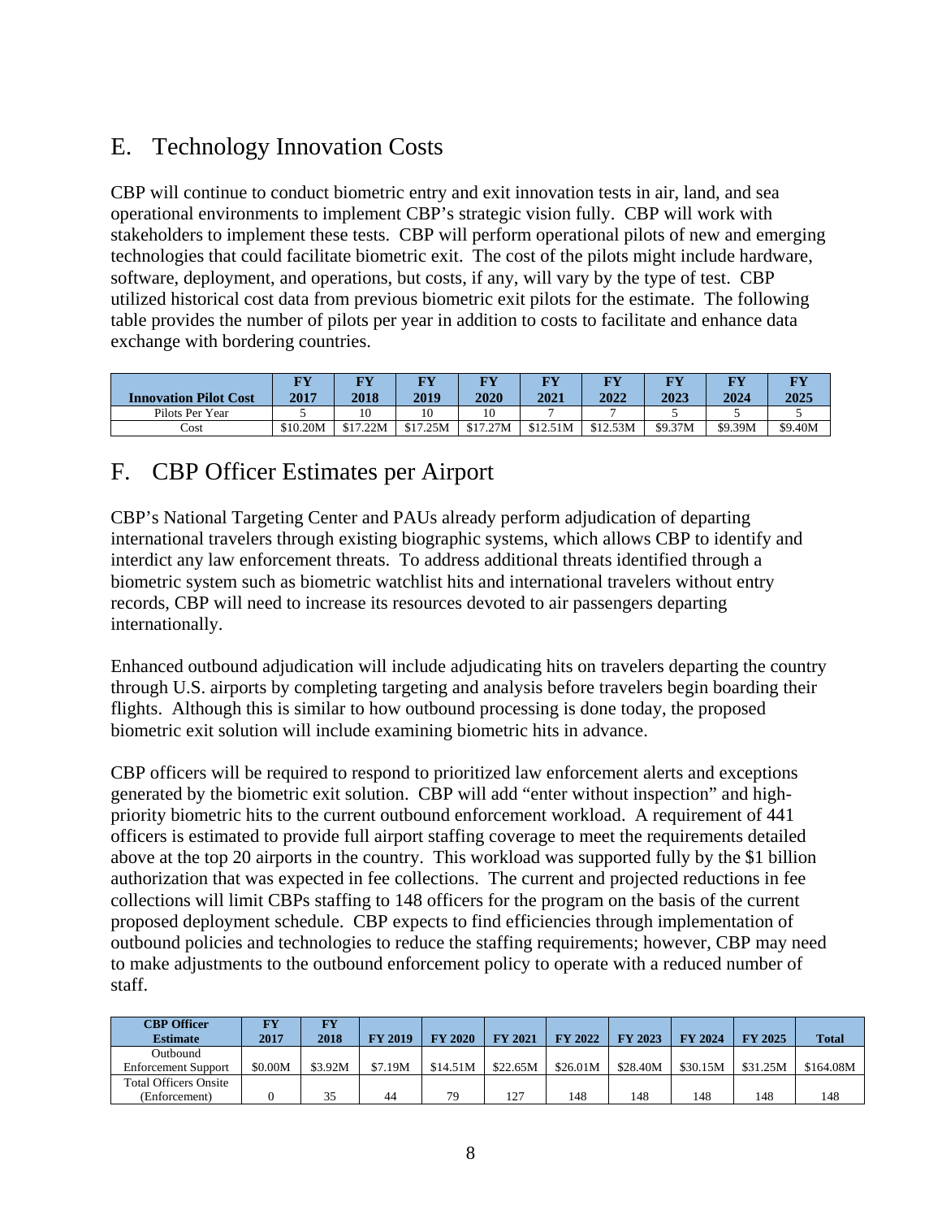## E. Technology Innovation Costs

CBP will continue to conduct biometric entry and exit innovation tests in air, land, and sea operational environments to implement CBP's strategic vision fully. CBP will work with stakeholders to implement these tests. CBP will perform operational pilots of new and emerging technologies that could facilitate biometric exit. The cost of the pilots might include hardware, software, deployment, and operations, but costs, if any, will vary by the type of test. CBP utilized historical cost data from previous biometric exit pilots for the estimate. The following table provides the number of pilots per year in addition to costs to facilitate and enhance data exchange with bordering countries.

| Innovation Pilot Cost | FY 2017 | FY 2018 | FY 2019 | FY 2020 | FY 2021 | FY 2022 | FY 2023 | FY 2024 | FY 2025 |
|---|---|---|---|---|---|---|---|---|---|
| Pilots Per Year | 5 | 10 | 10 | 10 | 7 | 7 | 5 | 5 | 5 |
| Cost | $10.20M | $17.22M | $17.25M | $17.27M | $12.51M | $12.53M | $9.37M | $9.39M | $9.40M |

## F. CBP Officer Estimates per Airport

CBP's National Targeting Center and PAUs already perform adjudication of departing international travelers through existing biographic systems, which allows CBP to identify and interdict any law enforcement threats. To address additional threats identified through a biometric system such as biometric watchlist hits and international travelers without entry records, CBP will need to increase its resources devoted to air passengers departing internationally.

Enhanced outbound adjudication will include adjudicating hits on travelers departing the country through U.S. airports by completing targeting and analysis before travelers begin boarding their flights. Although this is similar to how outbound processing is done today, the proposed biometric exit solution will include examining biometric hits in advance.

CBP officers will be required to respond to prioritized law enforcement alerts and exceptions generated by the biometric exit solution. CBP will add "enter without inspection" and high-priority biometric hits to the current outbound enforcement workload. A requirement of 441 officers is estimated to provide full airport staffing coverage to meet the requirements detailed above at the top 20 airports in the country. This workload was supported fully by the $1 billion authorization that was expected in fee collections. The current and projected reductions in fee collections will limit CBPs staffing to 148 officers for the program on the basis of the current proposed deployment schedule. CBP expects to find efficiencies through implementation of outbound policies and technologies to reduce the staffing requirements; however, CBP may need to make adjustments to the outbound enforcement policy to operate with a reduced number of staff.

| CBP Officer Estimate | FY 2017 | FY 2018 | FY 2019 | FY 2020 | FY 2021 | FY 2022 | FY 2023 | FY 2024 | FY 2025 | Total |
|---|---|---|---|---|---|---|---|---|---|---|
| Outbound Enforcement Support | $0.00M | $3.92M | $7.19M | $14.51M | $22.65M | $26.01M | $28.40M | $30.15M | $31.25M | $164.08M |
| Total Officers Onsite (Enforcement) | 0 | 35 | 44 | 79 | 127 | 148 | 148 | 148 | 148 | 148 |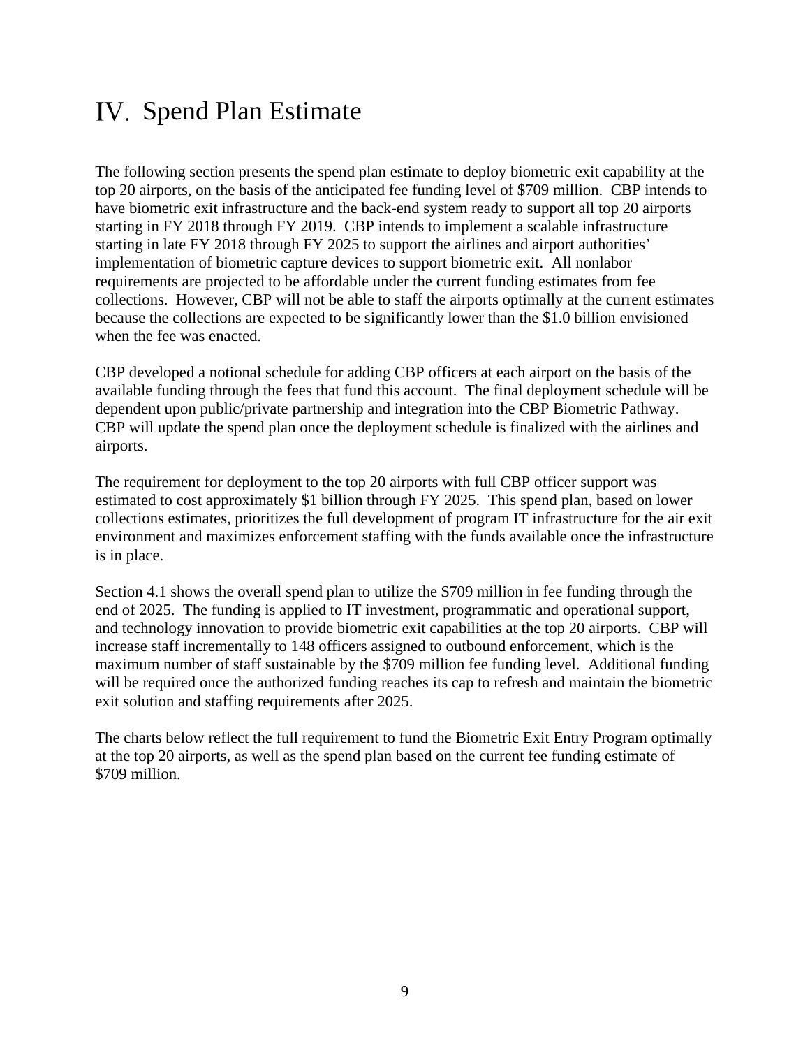# IV. Spend Plan Estimate

The following section presents the spend plan estimate to deploy biometric exit capability at the top 20 airports, on the basis of the anticipated fee funding level of $709 million. CBP intends to have biometric exit infrastructure and the back-end system ready to support all top 20 airports starting in FY 2018 through FY 2019. CBP intends to implement a scalable infrastructure starting in late FY 2018 through FY 2025 to support the airlines and airport authorities' implementation of biometric capture devices to support biometric exit. All nonlabor requirements are projected to be affordable under the current funding estimates from fee collections. However, CBP will not be able to staff the airports optimally at the current estimates because the collections are expected to be significantly lower than the $1.0 billion envisioned when the fee was enacted.

CBP developed a notional schedule for adding CBP officers at each airport on the basis of the available funding through the fees that fund this account. The final deployment schedule will be dependent upon public/private partnership and integration into the CBP Biometric Pathway. CBP will update the spend plan once the deployment schedule is finalized with the airlines and airports.

The requirement for deployment to the top 20 airports with full CBP officer support was estimated to cost approximately $1 billion through FY 2025. This spend plan, based on lower collections estimates, prioritizes the full development of program IT infrastructure for the air exit environment and maximizes enforcement staffing with the funds available once the infrastructure is in place.

Section 4.1 shows the overall spend plan to utilize the $709 million in fee funding through the end of 2025. The funding is applied to IT investment, programmatic and operational support, and technology innovation to provide biometric exit capabilities at the top 20 airports. CBP will increase staff incrementally to 148 officers assigned to outbound enforcement, which is the maximum number of staff sustainable by the $709 million fee funding level. Additional funding will be required once the authorized funding reaches its cap to refresh and maintain the biometric exit solution and staffing requirements after 2025.

The charts below reflect the full requirement to fund the Biometric Exit Entry Program optimally at the top 20 airports, as well as the spend plan based on the current fee funding estimate of $709 million.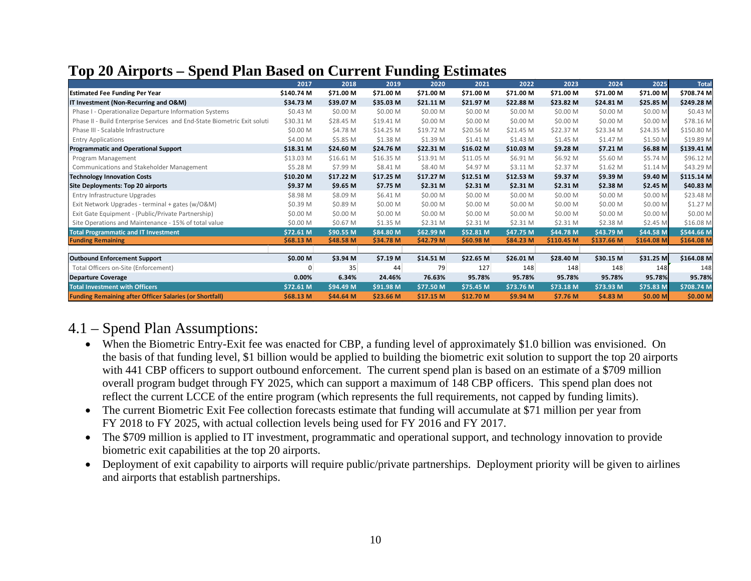## Top 20 Airports – Spend Plan Based on Current Funding Estimates

| | 2017 | 2018 | 2019 | 2020 | 2021 | 2022 | 2023 | 2024 | 2025 | Total |
|---|---|---|---|---|---|---|---|---|---|---|
| **Estimated Fee Funding Per Year** | **$140.74 M** | **$71.00 M** | **$71.00 M** | **$71.00 M** | **$71.00 M** | **$71.00 M** | **$71.00 M** | **$71.00 M** | **$71.00 M** | **$708.74 M** |
| **IT Investment (Non-Recurring and O&M)** | **$34.73 M** | **$39.07 M** | **$35.03 M** | **$21.11 M** | **$21.97 M** | **$22.88 M** | **$23.82 M** | **$24.81 M** | **$25.85 M** | **$249.28 M** |
| Phase I - Operationalize Departure Information Systems | $0.43 M | $0.00 M | $0.00 M | $0.00 M | $0.00 M | $0.00 M | $0.00 M | $0.00 M | $0.00 M | $0.43 M |
| Phase II - Build Enterprise Services and End-State Biometric Exit soluti | $30.31 M | $28.45 M | $19.41 M | $0.00 M | $0.00 M | $0.00 M | $0.00 M | $0.00 M | $0.00 M | $78.16 M |
| Phase III - Scalable Infrastructure | $0.00 M | $4.78 M | $14.25 M | $19.72 M | $20.56 M | $21.45 M | $22.37 M | $23.34 M | $24.35 M | $150.80 M |
| Entry Applications | $4.00 M | $5.85 M | $1.38 M | $1.39 M | $1.41 M | $1.43 M | $1.45 M | $1.47 M | $1.50 M | $19.89 M |
| **Programmatic and Operational Support** | **$18.31 M** | **$24.60 M** | **$24.76 M** | **$22.31 M** | **$16.02 M** | **$10.03 M** | **$9.28 M** | **$7.21 M** | **$6.88 M** | **$139.41 M** |
| Program Management | $13.03 M | $16.61 M | $16.35 M | $13.91 M | $11.05 M | $6.91 M | $6.92 M | $5.60 M | $5.74 M | $96.12 M |
| Communications and Stakeholder Management | $5.28 M | $7.99 M | $8.41 M | $8.40 M | $4.97 M | $3.11 M | $2.37 M | $1.62 M | $1.14 M | $43.29 M |
| **Technology Innovation Costs** | **$10.20 M** | **$17.22 M** | **$17.25 M** | **$17.27 M** | **$12.51 M** | **$12.53 M** | **$9.37 M** | **$9.39 M** | **$9.40 M** | **$115.14 M** |
| **Site Deployments: Top 20 airports** | **$9.37 M** | **$9.65 M** | **$7.75 M** | **$2.31 M** | **$2.31 M** | **$2.31 M** | **$2.31 M** | **$2.38 M** | **$2.45 M** | **$40.83 M** |
| Entry Infrastructure Upgrades | $8.98 M | $8.09 M | $6.41 M | $0.00 M | $0.00 M | $0.00 M | $0.00 M | $0.00 M | $0.00 M | $23.48 M |
| Exit Network Upgrades - terminal + gates (w/O&M) | $0.39 M | $0.89 M | $0.00 M | $0.00 M | $0.00 M | $0.00 M | $0.00 M | $0.00 M | $0.00 M | $1.27 M |
| Exit Gate Equipment - (Public/Private Partnership) | $0.00 M | $0.00 M | $0.00 M | $0.00 M | $0.00 M | $0.00 M | $0.00 M | $0.00 M | $0.00 M | $0.00 M |
| Site Operations and Maintenance - 15% of total value | $0.00 M | $0.67 M | $1.35 M | $2.31 M | $2.31 M | $2.31 M | $2.31 M | $2.38 M | $2.45 M | $16.08 M |
| **Total Programmatic and IT Investment** | **$72.61 M** | **$90.55 M** | **$84.80 M** | **$62.99 M** | **$52.81 M** | **$47.75 M** | **$44.78 M** | **$43.79 M** | **$44.58 M** | **$544.66 M** |
| **Funding Remaining** | **$68.13 M** | **$48.58 M** | **$34.78 M** | **$42.79 M** | **$60.98 M** | **$84.23 M** | **$110.45 M** | **$137.66 M** | **$164.08 M** | **$164.08 M** |
| | | | | | | | | | | |
| **Outbound Enforcement Support** | **$0.00 M** | **$3.94 M** | **$7.19 M** | **$14.51 M** | **$22.65 M** | **$26.01 M** | **$28.40 M** | **$30.15 M** | **$31.25 M** | **$164.08 M** |
| Total Officers on-Site (Enforcement) | 0 | 35 | 44 | 79 | 127 | 148 | 148 | 148 | 148 | 148 |
| **Departure Coverage** | **0.00%** | **6.34%** | **24.46%** | **76.63%** | **95.78%** | **95.78%** | **95.78%** | **95.78%** | **95.78%** | **95.78%** |
| **Total Investment with Officers** | **$72.61 M** | **$94.49 M** | **$91.98 M** | **$77.50 M** | **$75.45 M** | **$73.76 M** | **$73.18 M** | **$73.93 M** | **$75.83 M** | **$708.74 M** |
| **Funding Remaining after Officer Salaries (or Shortfall)** | **$68.13 M** | **$44.64 M** | **$23.66 M** | **$17.15 M** | **$12.70 M** | **$9.94 M** | **$7.76 M** | **$4.83 M** | **$0.00 M** | **$0.00 M** |

## 4.1 – Spend Plan Assumptions:

- When the Biometric Entry-Exit fee was enacted for CBP, a funding level of approximately $1.0 billion was envisioned. On the basis of that funding level, $1 billion would be applied to building the biometric exit solution to support the top 20 airports with 441 CBP officers to support outbound enforcement. The current spend plan is based on an estimate of a $709 million overall program budget through FY 2025, which can support a maximum of 148 CBP officers. This spend plan does not reflect the current LCCE of the entire program (which represents the full requirements, not capped by funding limits).
- The current Biometric Exit Fee collection forecasts estimate that funding will accumulate at $71 million per year from FY 2018 to FY 2025, with actual collection levels being used for FY 2016 and FY 2017.
- The $709 million is applied to IT investment, programmatic and operational support, and technology innovation to provide biometric exit capabilities at the top 20 airports.
- Deployment of exit capability to airports will require public/private partnerships. Deployment priority will be given to airlines and airports that establish partnerships.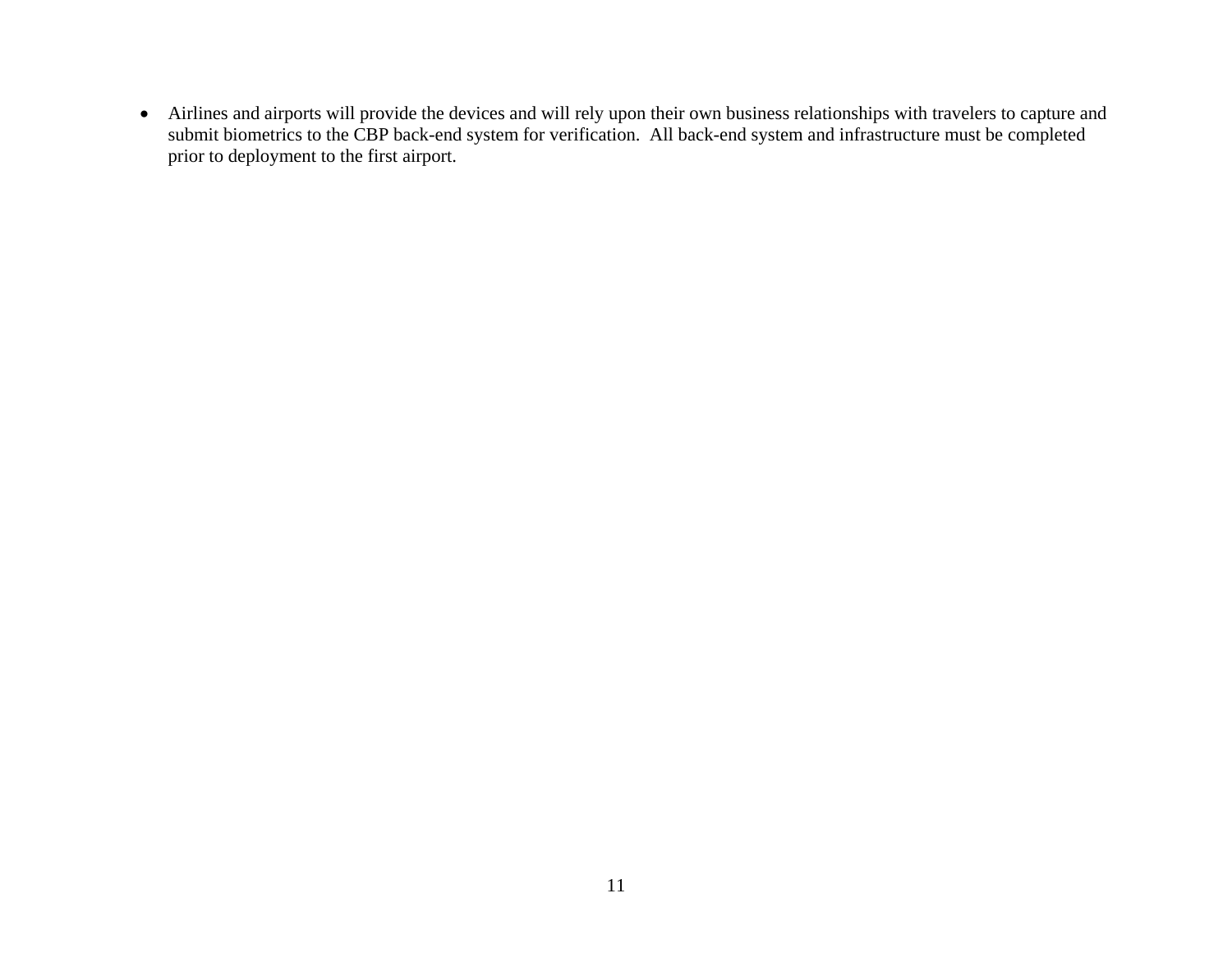- Airlines and airports will provide the devices and will rely upon their own business relationships with travelers to capture and submit biometrics to the CBP back-end system for verification. All back-end system and infrastructure must be completed prior to deployment to the first airport.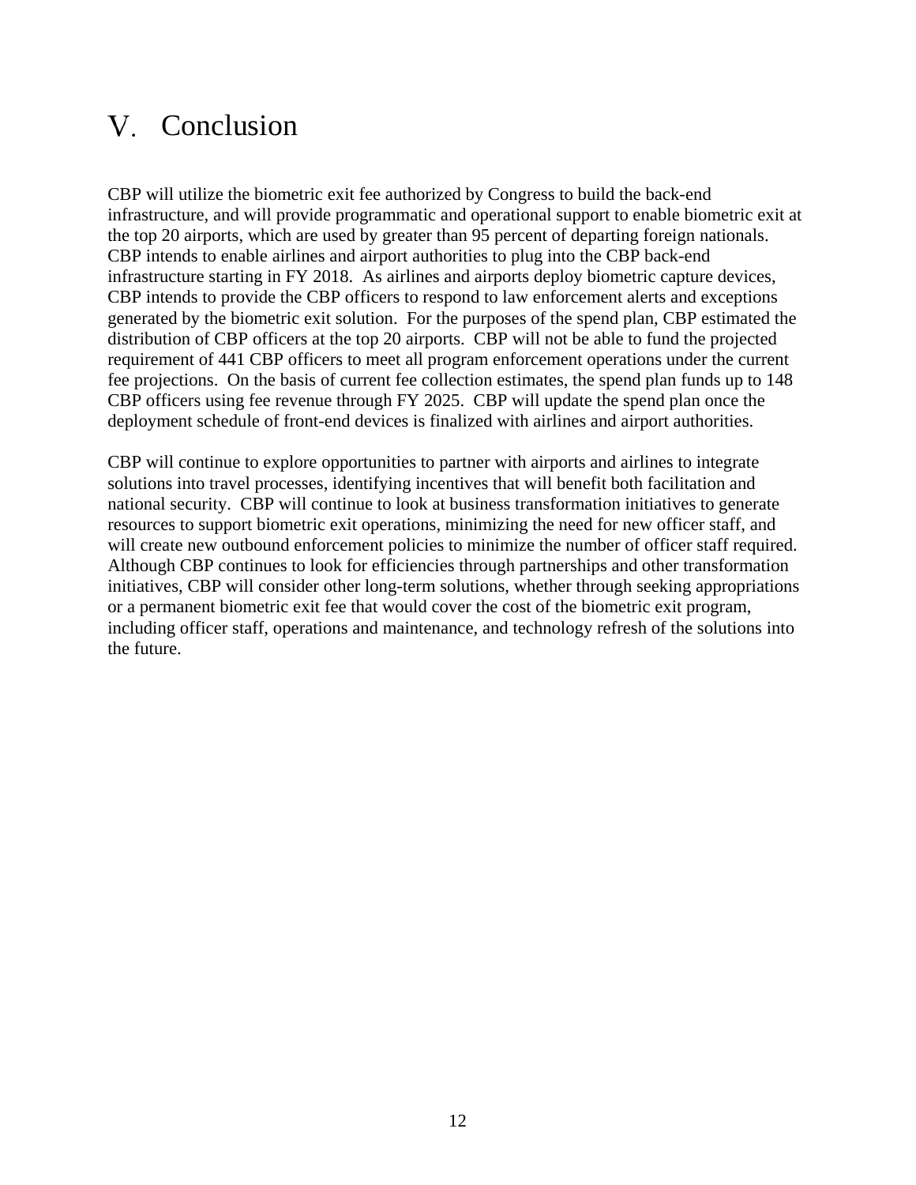# V. Conclusion

CBP will utilize the biometric exit fee authorized by Congress to build the back-end infrastructure, and will provide programmatic and operational support to enable biometric exit at the top 20 airports, which are used by greater than 95 percent of departing foreign nationals. CBP intends to enable airlines and airport authorities to plug into the CBP back-end infrastructure starting in FY 2018. As airlines and airports deploy biometric capture devices, CBP intends to provide the CBP officers to respond to law enforcement alerts and exceptions generated by the biometric exit solution. For the purposes of the spend plan, CBP estimated the distribution of CBP officers at the top 20 airports. CBP will not be able to fund the projected requirement of 441 CBP officers to meet all program enforcement operations under the current fee projections. On the basis of current fee collection estimates, the spend plan funds up to 148 CBP officers using fee revenue through FY 2025. CBP will update the spend plan once the deployment schedule of front-end devices is finalized with airlines and airport authorities.

CBP will continue to explore opportunities to partner with airports and airlines to integrate solutions into travel processes, identifying incentives that will benefit both facilitation and national security. CBP will continue to look at business transformation initiatives to generate resources to support biometric exit operations, minimizing the need for new officer staff, and will create new outbound enforcement policies to minimize the number of officer staff required. Although CBP continues to look for efficiencies through partnerships and other transformation initiatives, CBP will consider other long-term solutions, whether through seeking appropriations or a permanent biometric exit fee that would cover the cost of the biometric exit program, including officer staff, operations and maintenance, and technology refresh of the solutions into the future.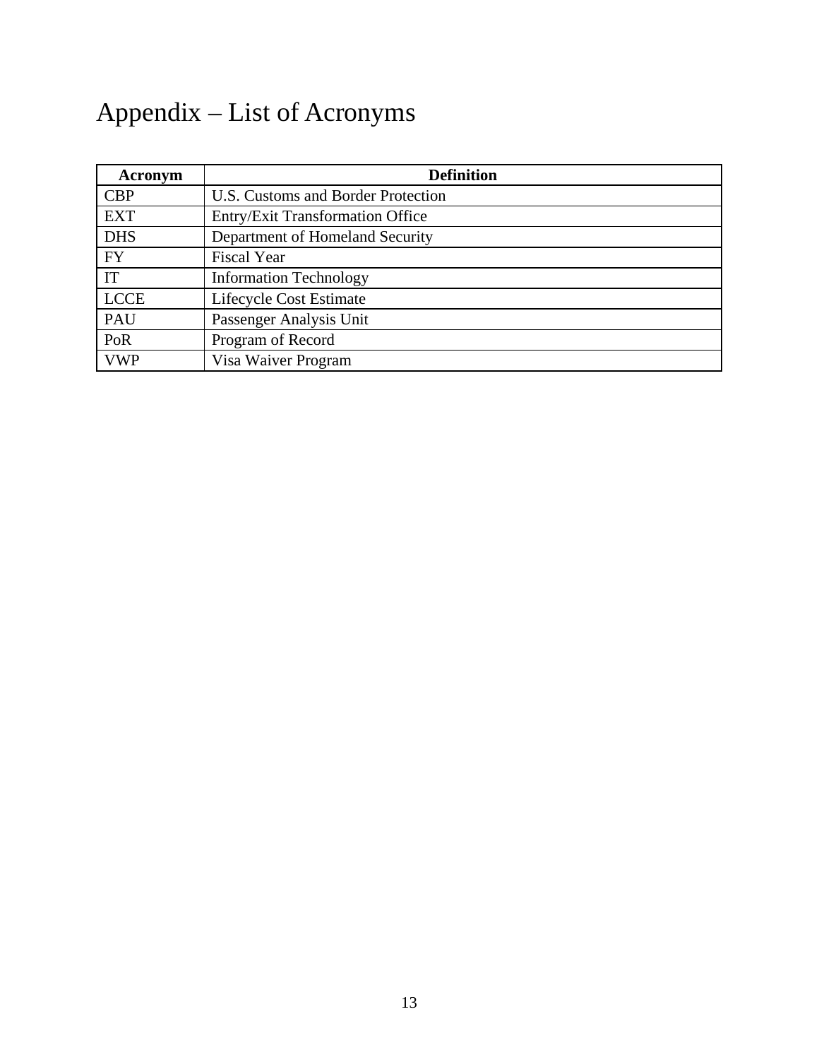# Appendix – List of Acronyms

| Acronym | Definition |
|---|---|
| CBP | U.S. Customs and Border Protection |
| EXT | Entry/Exit Transformation Office |
| DHS | Department of Homeland Security |
| FY | Fiscal Year |
| IT | Information Technology |
| LCCE | Lifecycle Cost Estimate |
| PAU | Passenger Analysis Unit |
| PoR | Program of Record |
| VWP | Visa Waiver Program |